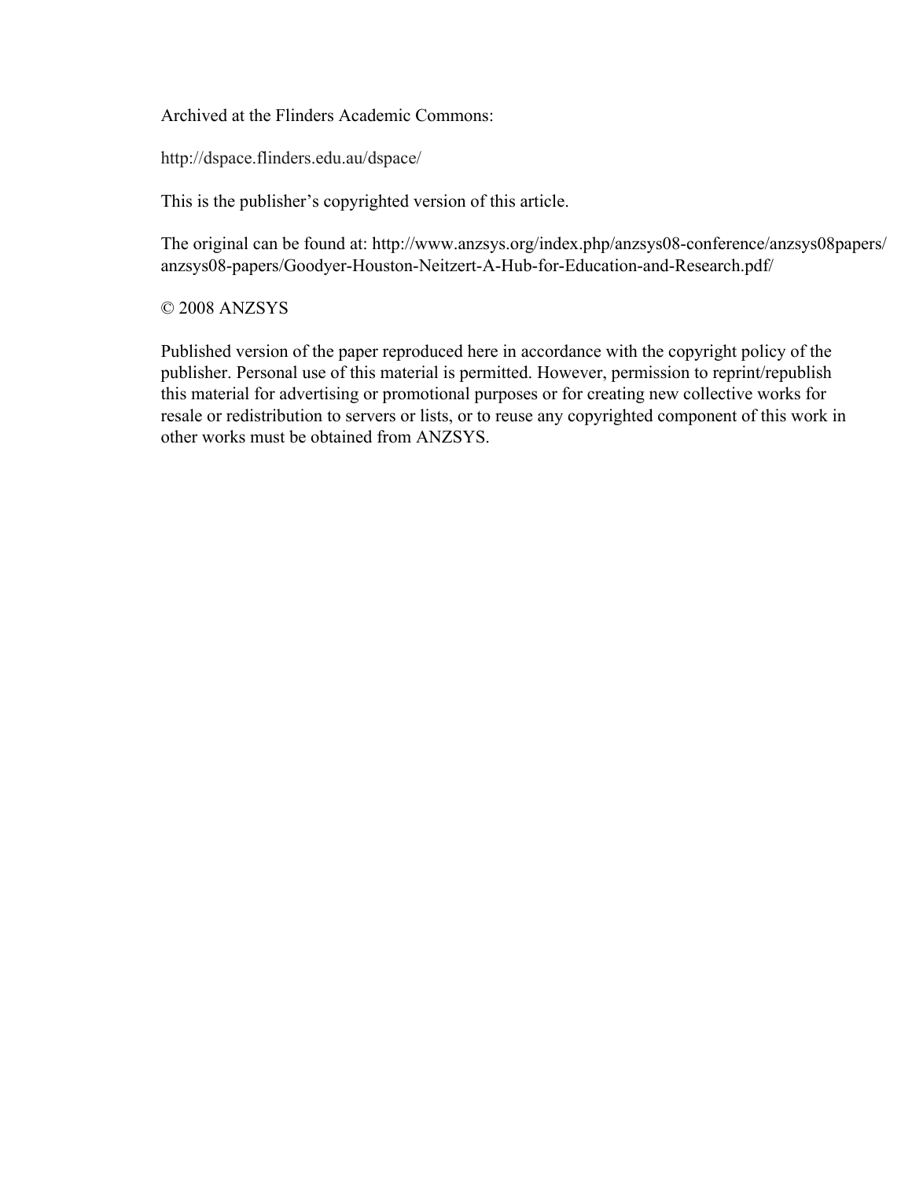Archived at the Flinders Academic Commons:

http://dspace.flinders.edu.au/dspace/

This is the publisher's copyrighted version of this article.

The original can be found at: http://www.anzsys.org/index.php/anzsys08-conference/anzsys08papers/anzsys08-papers/Goodyer-Houston-Neitzert-A-Hub-for-Education-and-Research.pdf/

© 2008 ANZSYS

Published version of the paper reproduced here in accordance with the copyright policy of the publisher. Personal use of this material is permitted. However, permission to reprint/republish this material for advertising or promotional purposes or for creating new collective works for resale or redistribution to servers or lists, or to reuse any copyrighted component of this work in other works must be obtained from ANZSYS.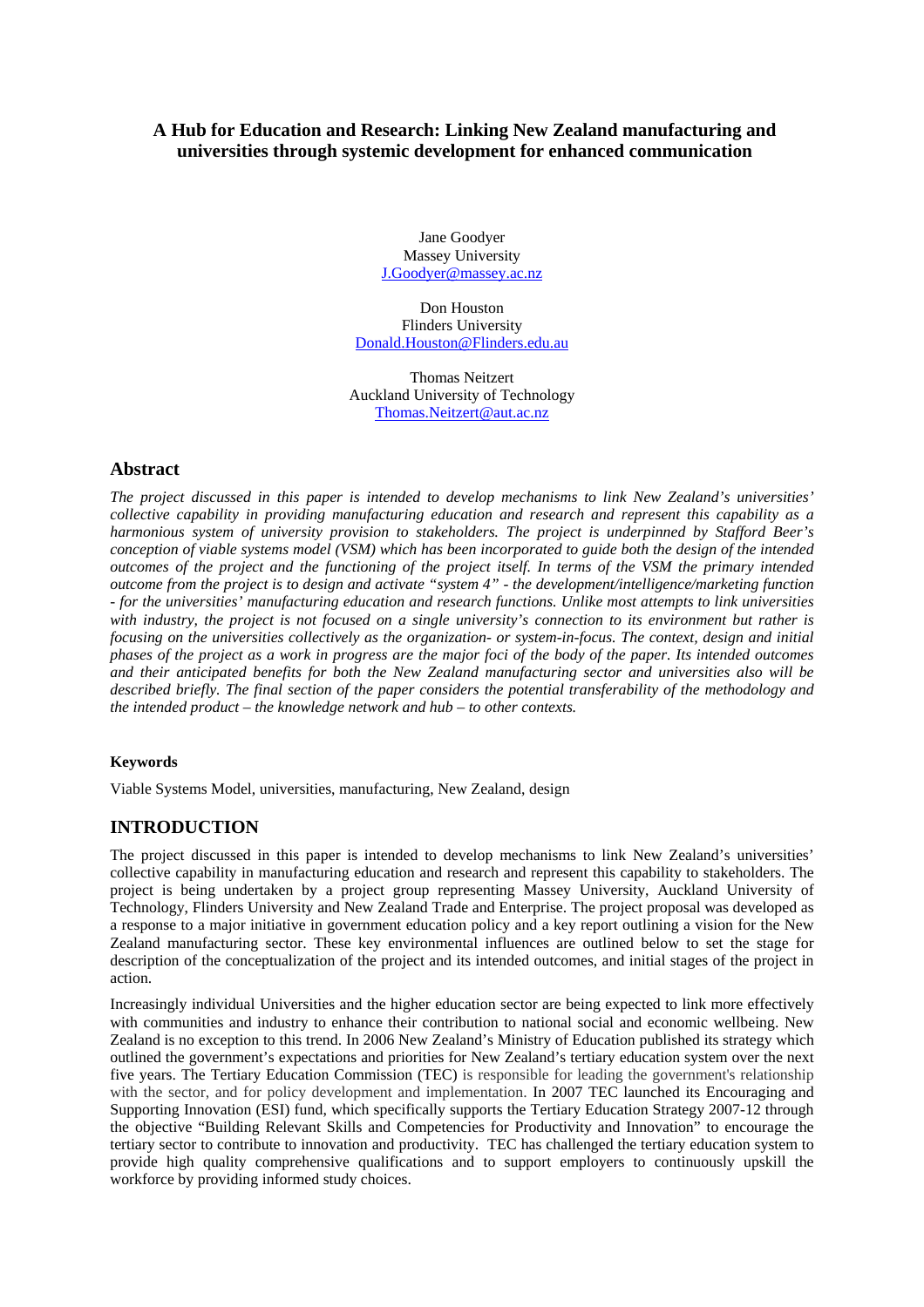# A Hub for Education and Research: Linking New Zealand manufacturing and universities through systemic development for enhanced communication

Jane Goodyer
Massey University
J.Goodyer@massey.ac.nz

Don Houston
Flinders University
Donald.Houston@Flinders.edu.au

Thomas Neitzert
Auckland University of Technology
Thomas.Neitzert@aut.ac.nz

## Abstract

*The project discussed in this paper is intended to develop mechanisms to link New Zealand's universities' collective capability in providing manufacturing education and research and represent this capability as a harmonious system of university provision to stakeholders. The project is underpinned by Stafford Beer's conception of viable systems model (VSM) which has been incorporated to guide both the design of the intended outcomes of the project and the functioning of the project itself. In terms of the VSM the primary intended outcome from the project is to design and activate "system 4" - the development/intelligence/marketing function - for the universities' manufacturing education and research functions. Unlike most attempts to link universities with industry, the project is not focused on a single university's connection to its environment but rather is focusing on the universities collectively as the organization- or system-in-focus. The context, design and initial phases of the project as a work in progress are the major foci of the body of the paper. Its intended outcomes and their anticipated benefits for both the New Zealand manufacturing sector and universities also will be described briefly. The final section of the paper considers the potential transferability of the methodology and the intended product – the knowledge network and hub – to other contexts.*

**Keywords**

Viable Systems Model, universities, manufacturing, New Zealand, design

## INTRODUCTION

The project discussed in this paper is intended to develop mechanisms to link New Zealand's universities' collective capability in manufacturing education and research and represent this capability to stakeholders. The project is being undertaken by a project group representing Massey University, Auckland University of Technology, Flinders University and New Zealand Trade and Enterprise. The project proposal was developed as a response to a major initiative in government education policy and a key report outlining a vision for the New Zealand manufacturing sector. These key environmental influences are outlined below to set the stage for description of the conceptualization of the project and its intended outcomes, and initial stages of the project in action.

Increasingly individual Universities and the higher education sector are being expected to link more effectively with communities and industry to enhance their contribution to national social and economic wellbeing. New Zealand is no exception to this trend. In 2006 New Zealand's Ministry of Education published its strategy which outlined the government's expectations and priorities for New Zealand's tertiary education system over the next five years. The Tertiary Education Commission (TEC) is responsible for leading the government's relationship with the sector, and for policy development and implementation. In 2007 TEC launched its Encouraging and Supporting Innovation (ESI) fund, which specifically supports the Tertiary Education Strategy 2007-12 through the objective "Building Relevant Skills and Competencies for Productivity and Innovation" to encourage the tertiary sector to contribute to innovation and productivity. TEC has challenged the tertiary education system to provide high quality comprehensive qualifications and to support employers to continuously upskill the workforce by providing informed study choices.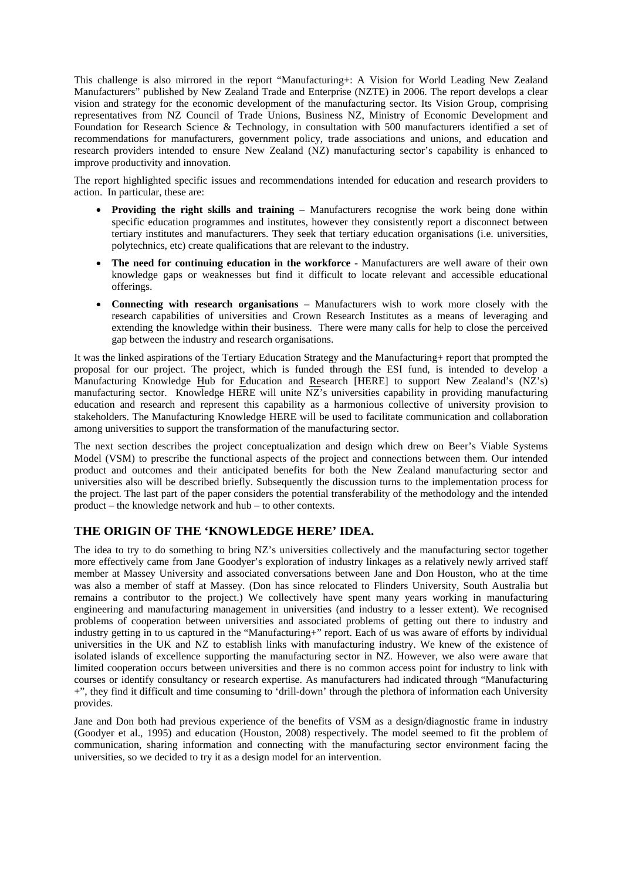This challenge is also mirrored in the report "Manufacturing+: A Vision for World Leading New Zealand Manufacturers" published by New Zealand Trade and Enterprise (NZTE) in 2006. The report develops a clear vision and strategy for the economic development of the manufacturing sector. Its Vision Group, comprising representatives from NZ Council of Trade Unions, Business NZ, Ministry of Economic Development and Foundation for Research Science & Technology, in consultation with 500 manufacturers identified a set of recommendations for manufacturers, government policy, trade associations and unions, and education and research providers intended to ensure New Zealand (NZ) manufacturing sector's capability is enhanced to improve productivity and innovation.

The report highlighted specific issues and recommendations intended for education and research providers to action. In particular, these are:

- **Providing the right skills and training** – Manufacturers recognise the work being done within specific education programmes and institutes, however they consistently report a disconnect between tertiary institutes and manufacturers. They seek that tertiary education organisations (i.e. universities, polytechnics, etc) create qualifications that are relevant to the industry.
- **The need for continuing education in the workforce** - Manufacturers are well aware of their own knowledge gaps or weaknesses but find it difficult to locate relevant and accessible educational offerings.
- **Connecting with research organisations** – Manufacturers wish to work more closely with the research capabilities of universities and Crown Research Institutes as a means of leveraging and extending the knowledge within their business. There were many calls for help to close the perceived gap between the industry and research organisations.

It was the linked aspirations of the Tertiary Education Strategy and the Manufacturing+ report that prompted the proposal for our project. The project, which is funded through the ESI fund, is intended to develop a Manufacturing Knowledge Hub for Education and Research [HERE] to support New Zealand's (NZ's) manufacturing sector. Knowledge HERE will unite NZ's universities capability in providing manufacturing education and research and represent this capability as a harmonious collective of university provision to stakeholders. The Manufacturing Knowledge HERE will be used to facilitate communication and collaboration among universities to support the transformation of the manufacturing sector.

The next section describes the project conceptualization and design which drew on Beer's Viable Systems Model (VSM) to prescribe the functional aspects of the project and connections between them. Our intended product and outcomes and their anticipated benefits for both the New Zealand manufacturing sector and universities also will be described briefly. Subsequently the discussion turns to the implementation process for the project. The last part of the paper considers the potential transferability of the methodology and the intended product – the knowledge network and hub – to other contexts.

## THE ORIGIN OF THE 'KNOWLEDGE HERE' IDEA.

The idea to try to do something to bring NZ's universities collectively and the manufacturing sector together more effectively came from Jane Goodyer's exploration of industry linkages as a relatively newly arrived staff member at Massey University and associated conversations between Jane and Don Houston, who at the time was also a member of staff at Massey. (Don has since relocated to Flinders University, South Australia but remains a contributor to the project.) We collectively have spent many years working in manufacturing engineering and manufacturing management in universities (and industry to a lesser extent). We recognised problems of cooperation between universities and associated problems of getting out there to industry and industry getting in to us captured in the "Manufacturing+" report. Each of us was aware of efforts by individual universities in the UK and NZ to establish links with manufacturing industry. We knew of the existence of isolated islands of excellence supporting the manufacturing sector in NZ. However, we also were aware that limited cooperation occurs between universities and there is no common access point for industry to link with courses or identify consultancy or research expertise. As manufacturers had indicated through "Manufacturing +", they find it difficult and time consuming to 'drill-down' through the plethora of information each University provides.

Jane and Don both had previous experience of the benefits of VSM as a design/diagnostic frame in industry (Goodyer et al., 1995) and education (Houston, 2008) respectively. The model seemed to fit the problem of communication, sharing information and connecting with the manufacturing sector environment facing the universities, so we decided to try it as a design model for an intervention.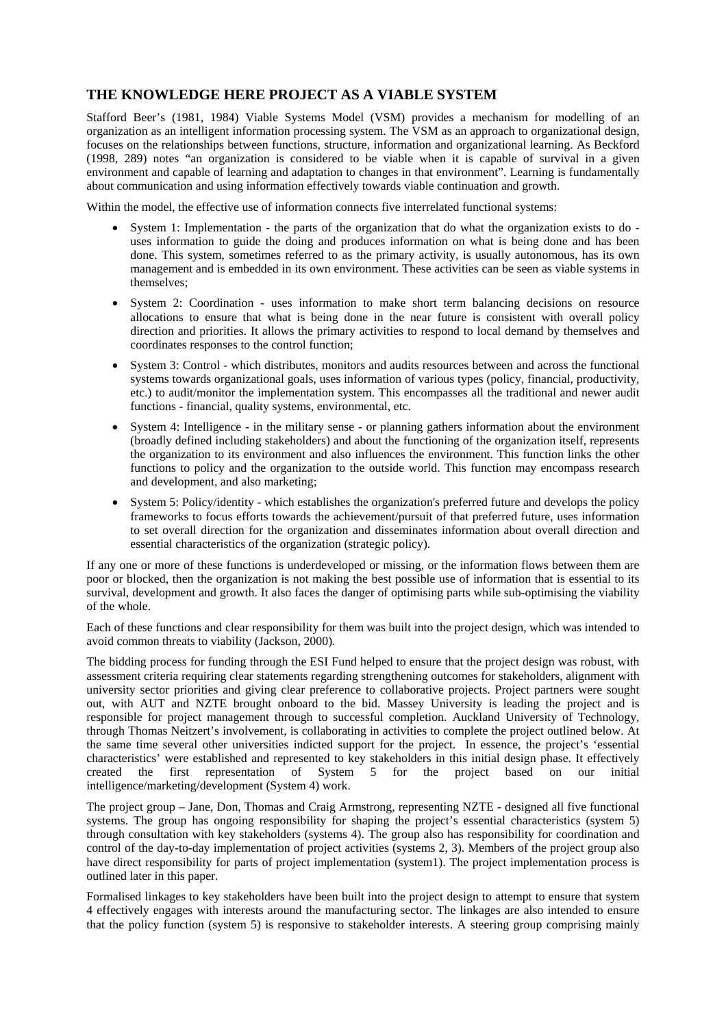## THE KNOWLEDGE HERE PROJECT AS A VIABLE SYSTEM

Stafford Beer's (1981, 1984) Viable Systems Model (VSM) provides a mechanism for modelling of an organization as an intelligent information processing system. The VSM as an approach to organizational design, focuses on the relationships between functions, structure, information and organizational learning. As Beckford (1998, 289) notes "an organization is considered to be viable when it is capable of survival in a given environment and capable of learning and adaptation to changes in that environment". Learning is fundamentally about communication and using information effectively towards viable continuation and growth.

Within the model, the effective use of information connects five interrelated functional systems:

- System 1: Implementation - the parts of the organization that do what the organization exists to do - uses information to guide the doing and produces information on what is being done and has been done. This system, sometimes referred to as the primary activity, is usually autonomous, has its own management and is embedded in its own environment. These activities can be seen as viable systems in themselves;
- System 2: Coordination - uses information to make short term balancing decisions on resource allocations to ensure that what is being done in the near future is consistent with overall policy direction and priorities. It allows the primary activities to respond to local demand by themselves and coordinates responses to the control function;
- System 3: Control - which distributes, monitors and audits resources between and across the functional systems towards organizational goals, uses information of various types (policy, financial, productivity, etc.) to audit/monitor the implementation system. This encompasses all the traditional and newer audit functions - financial, quality systems, environmental, etc.
- System 4: Intelligence - in the military sense - or planning gathers information about the environment (broadly defined including stakeholders) and about the functioning of the organization itself, represents the organization to its environment and also influences the environment. This function links the other functions to policy and the organization to the outside world. This function may encompass research and development, and also marketing;
- System 5: Policy/identity - which establishes the organization's preferred future and develops the policy frameworks to focus efforts towards the achievement/pursuit of that preferred future, uses information to set overall direction for the organization and disseminates information about overall direction and essential characteristics of the organization (strategic policy).

If any one or more of these functions is underdeveloped or missing, or the information flows between them are poor or blocked, then the organization is not making the best possible use of information that is essential to its survival, development and growth. It also faces the danger of optimising parts while sub-optimising the viability of the whole.

Each of these functions and clear responsibility for them was built into the project design, which was intended to avoid common threats to viability (Jackson, 2000).

The bidding process for funding through the ESI Fund helped to ensure that the project design was robust, with assessment criteria requiring clear statements regarding strengthening outcomes for stakeholders, alignment with university sector priorities and giving clear preference to collaborative projects. Project partners were sought out, with AUT and NZTE brought onboard to the bid. Massey University is leading the project and is responsible for project management through to successful completion. Auckland University of Technology, through Thomas Neitzert's involvement, is collaborating in activities to complete the project outlined below. At the same time several other universities indicted support for the project. In essence, the project's 'essential characteristics' were established and represented to key stakeholders in this initial design phase. It effectively created the first representation of System 5 for the project based on our initial intelligence/marketing/development (System 4) work.

The project group – Jane, Don, Thomas and Craig Armstrong, representing NZTE - designed all five functional systems. The group has ongoing responsibility for shaping the project's essential characteristics (system 5) through consultation with key stakeholders (systems 4). The group also has responsibility for coordination and control of the day-to-day implementation of project activities (systems 2, 3). Members of the project group also have direct responsibility for parts of project implementation (system1). The project implementation process is outlined later in this paper.

Formalised linkages to key stakeholders have been built into the project design to attempt to ensure that system 4 effectively engages with interests around the manufacturing sector. The linkages are also intended to ensure that the policy function (system 5) is responsive to stakeholder interests. A steering group comprising mainly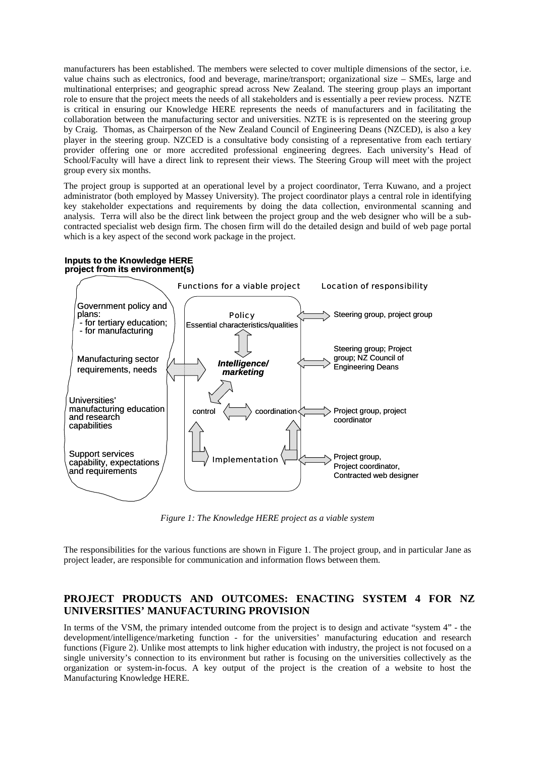manufacturers has been established. The members were selected to cover multiple dimensions of the sector, i.e. value chains such as electronics, food and beverage, marine/transport; organizational size – SMEs, large and multinational enterprises; and geographic spread across New Zealand. The steering group plays an important role to ensure that the project meets the needs of all stakeholders and is essentially a peer review process. NZTE is critical in ensuring our Knowledge HERE represents the needs of manufacturers and in facilitating the collaboration between the manufacturing sector and universities. NZTE is is represented on the steering group by Craig. Thomas, as Chairperson of the New Zealand Council of Engineering Deans (NZCED), is also a key player in the steering group. NZCED is a consultative body consisting of a representative from each tertiary provider offering one or more accredited professional engineering degrees. Each university's Head of School/Faculty will have a direct link to represent their views. The Steering Group will meet with the project group every six months.

The project group is supported at an operational level by a project coordinator, Terra Kuwano, and a project administrator (both employed by Massey University). The project coordinator plays a central role in identifying key stakeholder expectations and requirements by doing the data collection, environmental scanning and analysis. Terra will also be the direct link between the project group and the web designer who will be a sub-contracted specialist web design firm. The chosen firm will do the detailed design and build of web page portal which is a key aspect of the second work package in the project.

**Inputs to the Knowledge HERE project from its environment(s)**

Government policy and plans:
- for tertiary education;
- for manufacturing

Manufacturing sector requirements, needs

Universities' manufacturing education and research capabilities

Support services capability, expectations and requirements

Functions for a viable project | Location of responsibility

Policy — Essential characteristics/qualities — Steering group, project group

*Intelligence/ marketing* — Steering group; Project group; NZ Council of Engineering Deans

control — coordination — Project group, project coordinator

Implementation — Project group, Project coordinator, Contracted web designer

*Figure 1: The Knowledge HERE project as a viable system*

The responsibilities for the various functions are shown in Figure 1. The project group, and in particular Jane as project leader, are responsible for communication and information flows between them.

## PROJECT PRODUCTS AND OUTCOMES: ENACTING SYSTEM 4 FOR NZ UNIVERSITIES' MANUFACTURING PROVISION

In terms of the VSM, the primary intended outcome from the project is to design and activate "system 4" - the development/intelligence/marketing function - for the universities' manufacturing education and research functions (Figure 2). Unlike most attempts to link higher education with industry, the project is not focused on a single university's connection to its environment but rather is focusing on the universities collectively as the organization or system-in-focus. A key output of the project is the creation of a website to host the Manufacturing Knowledge HERE.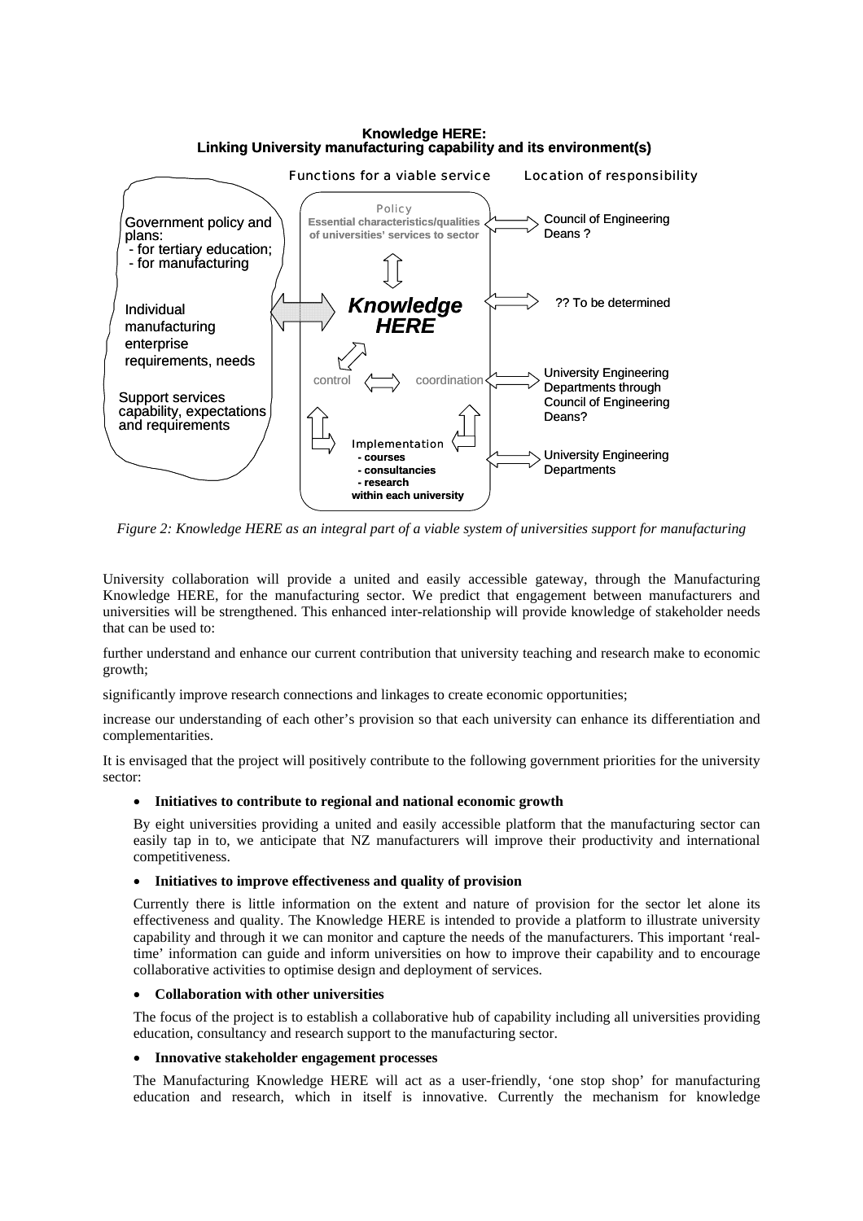**Knowledge HERE:**
**Linking University manufacturing capability and its environment(s)**

Functions for a viable service — Location of responsibility

Government policy and plans:
- for tertiary education;
- for manufacturing

Individual manufacturing enterprise requirements, needs

Support services capability, expectations and requirements

Policy
**Essential characteristics/qualities of universities' services to sector** — Council of Engineering Deans ?

***Knowledge HERE*** — ?? To be determined

control — coordination — University Engineering Departments through Council of Engineering Deans?

Implementation
**- courses**
**- consultancies**
**- research**
**within each university** — University Engineering Departments

*Figure 2: Knowledge HERE as an integral part of a viable system of universities support for manufacturing*

University collaboration will provide a united and easily accessible gateway, through the Manufacturing Knowledge HERE, for the manufacturing sector. We predict that engagement between manufacturers and universities will be strengthened. This enhanced inter-relationship will provide knowledge of stakeholder needs that can be used to:

further understand and enhance our current contribution that university teaching and research make to economic growth;

significantly improve research connections and linkages to create economic opportunities;

increase our understanding of each other's provision so that each university can enhance its differentiation and complementarities.

It is envisaged that the project will positively contribute to the following government priorities for the university sector:

- **Initiatives to contribute to regional and national economic growth**

  By eight universities providing a united and easily accessible platform that the manufacturing sector can easily tap in to, we anticipate that NZ manufacturers will improve their productivity and international competitiveness.

- **Initiatives to improve effectiveness and quality of provision**

  Currently there is little information on the extent and nature of provision for the sector let alone its effectiveness and quality. The Knowledge HERE is intended to provide a platform to illustrate university capability and through it we can monitor and capture the needs of the manufacturers. This important 'real-time' information can guide and inform universities on how to improve their capability and to encourage collaborative activities to optimise design and deployment of services.

- **Collaboration with other universities**

  The focus of the project is to establish a collaborative hub of capability including all universities providing education, consultancy and research support to the manufacturing sector.

- **Innovative stakeholder engagement processes**

  The Manufacturing Knowledge HERE will act as a user-friendly, 'one stop shop' for manufacturing education and research, which in itself is innovative. Currently the mechanism for knowledge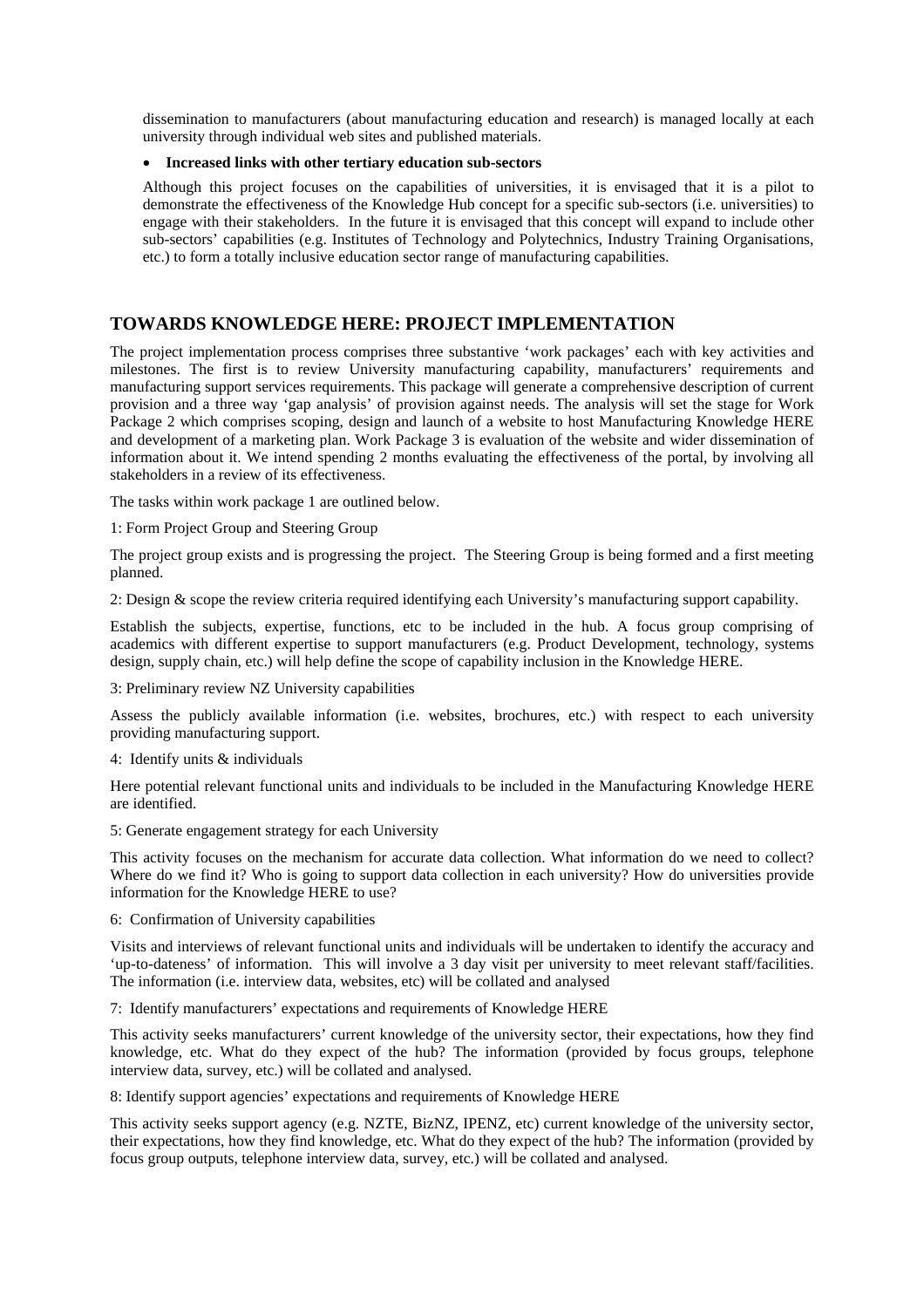dissemination to manufacturers (about manufacturing education and research) is managed locally at each university through individual web sites and published materials.

- **Increased links with other tertiary education sub-sectors**

  Although this project focuses on the capabilities of universities, it is envisaged that it is a pilot to demonstrate the effectiveness of the Knowledge Hub concept for a specific sub-sectors (i.e. universities) to engage with their stakeholders. In the future it is envisaged that this concept will expand to include other sub-sectors' capabilities (e.g. Institutes of Technology and Polytechnics, Industry Training Organisations, etc.) to form a totally inclusive education sector range of manufacturing capabilities.

## TOWARDS KNOWLEDGE HERE: PROJECT IMPLEMENTATION

The project implementation process comprises three substantive 'work packages' each with key activities and milestones. The first is to review University manufacturing capability, manufacturers' requirements and manufacturing support services requirements. This package will generate a comprehensive description of current provision and a three way 'gap analysis' of provision against needs. The analysis will set the stage for Work Package 2 which comprises scoping, design and launch of a website to host Manufacturing Knowledge HERE and development of a marketing plan. Work Package 3 is evaluation of the website and wider dissemination of information about it. We intend spending 2 months evaluating the effectiveness of the portal, by involving all stakeholders in a review of its effectiveness.

The tasks within work package 1 are outlined below.

1: Form Project Group and Steering Group

The project group exists and is progressing the project. The Steering Group is being formed and a first meeting planned.

2: Design & scope the review criteria required identifying each University's manufacturing support capability.

Establish the subjects, expertise, functions, etc to be included in the hub. A focus group comprising of academics with different expertise to support manufacturers (e.g. Product Development, technology, systems design, supply chain, etc.) will help define the scope of capability inclusion in the Knowledge HERE.

3: Preliminary review NZ University capabilities

Assess the publicly available information (i.e. websites, brochures, etc.) with respect to each university providing manufacturing support.

4: Identify units & individuals

Here potential relevant functional units and individuals to be included in the Manufacturing Knowledge HERE are identified.

5: Generate engagement strategy for each University

This activity focuses on the mechanism for accurate data collection. What information do we need to collect? Where do we find it? Who is going to support data collection in each university? How do universities provide information for the Knowledge HERE to use?

6: Confirmation of University capabilities

Visits and interviews of relevant functional units and individuals will be undertaken to identify the accuracy and 'up-to-dateness' of information. This will involve a 3 day visit per university to meet relevant staff/facilities. The information (i.e. interview data, websites, etc) will be collated and analysed

7: Identify manufacturers' expectations and requirements of Knowledge HERE

This activity seeks manufacturers' current knowledge of the university sector, their expectations, how they find knowledge, etc. What do they expect of the hub? The information (provided by focus groups, telephone interview data, survey, etc.) will be collated and analysed.

8: Identify support agencies' expectations and requirements of Knowledge HERE

This activity seeks support agency (e.g. NZTE, BizNZ, IPENZ, etc) current knowledge of the university sector, their expectations, how they find knowledge, etc. What do they expect of the hub? The information (provided by focus group outputs, telephone interview data, survey, etc.) will be collated and analysed.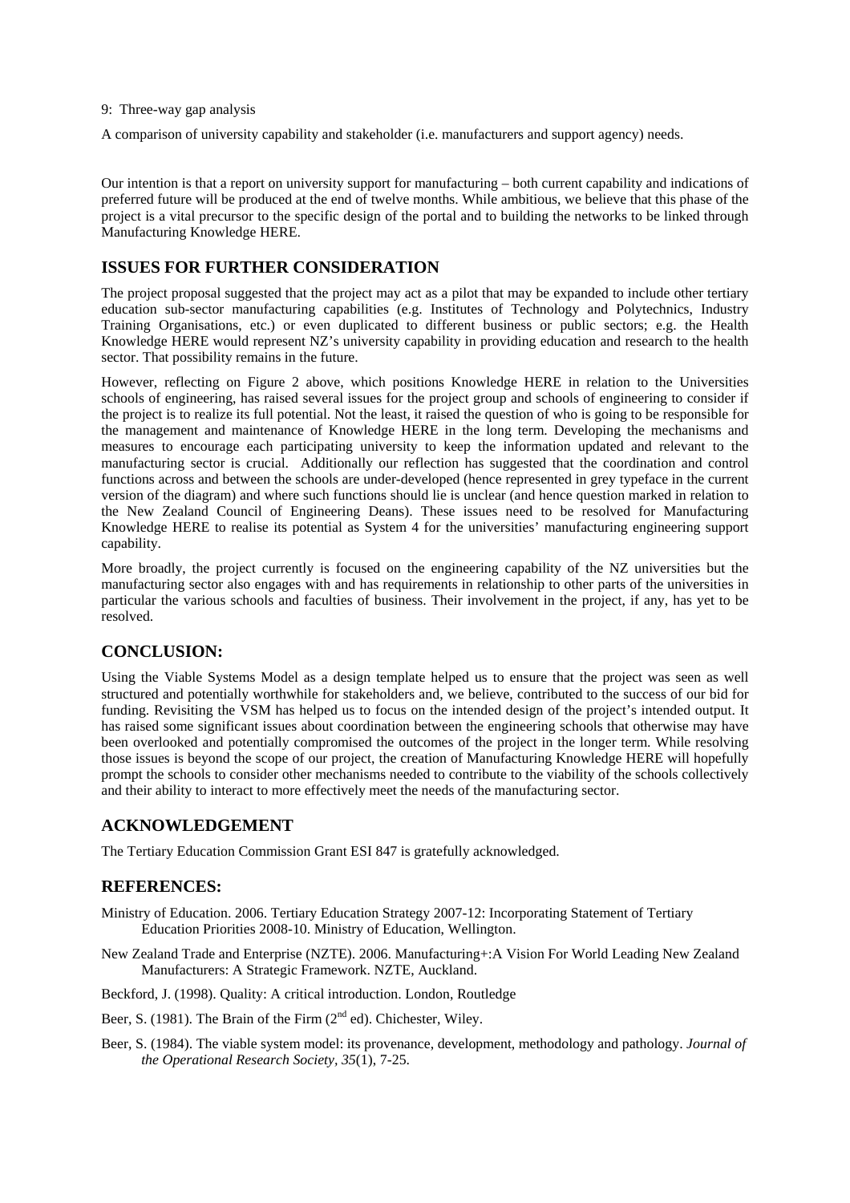9: Three-way gap analysis

A comparison of university capability and stakeholder (i.e. manufacturers and support agency) needs.

Our intention is that a report on university support for manufacturing – both current capability and indications of preferred future will be produced at the end of twelve months. While ambitious, we believe that this phase of the project is a vital precursor to the specific design of the portal and to building the networks to be linked through Manufacturing Knowledge HERE.

## ISSUES FOR FURTHER CONSIDERATION

The project proposal suggested that the project may act as a pilot that may be expanded to include other tertiary education sub-sector manufacturing capabilities (e.g. Institutes of Technology and Polytechnics, Industry Training Organisations, etc.) or even duplicated to different business or public sectors; e.g. the Health Knowledge HERE would represent NZ's university capability in providing education and research to the health sector. That possibility remains in the future.

However, reflecting on Figure 2 above, which positions Knowledge HERE in relation to the Universities schools of engineering, has raised several issues for the project group and schools of engineering to consider if the project is to realize its full potential. Not the least, it raised the question of who is going to be responsible for the management and maintenance of Knowledge HERE in the long term. Developing the mechanisms and measures to encourage each participating university to keep the information updated and relevant to the manufacturing sector is crucial. Additionally our reflection has suggested that the coordination and control functions across and between the schools are under-developed (hence represented in grey typeface in the current version of the diagram) and where such functions should lie is unclear (and hence question marked in relation to the New Zealand Council of Engineering Deans). These issues need to be resolved for Manufacturing Knowledge HERE to realise its potential as System 4 for the universities' manufacturing engineering support capability.

More broadly, the project currently is focused on the engineering capability of the NZ universities but the manufacturing sector also engages with and has requirements in relationship to other parts of the universities in particular the various schools and faculties of business. Their involvement in the project, if any, has yet to be resolved.

## CONCLUSION:

Using the Viable Systems Model as a design template helped us to ensure that the project was seen as well structured and potentially worthwhile for stakeholders and, we believe, contributed to the success of our bid for funding. Revisiting the VSM has helped us to focus on the intended design of the project's intended output. It has raised some significant issues about coordination between the engineering schools that otherwise may have been overlooked and potentially compromised the outcomes of the project in the longer term. While resolving those issues is beyond the scope of our project, the creation of Manufacturing Knowledge HERE will hopefully prompt the schools to consider other mechanisms needed to contribute to the viability of the schools collectively and their ability to interact to more effectively meet the needs of the manufacturing sector.

## ACKNOWLEDGEMENT

The Tertiary Education Commission Grant ESI 847 is gratefully acknowledged.

## REFERENCES:

Ministry of Education. 2006. Tertiary Education Strategy 2007-12: Incorporating Statement of Tertiary Education Priorities 2008-10. Ministry of Education, Wellington.

New Zealand Trade and Enterprise (NZTE). 2006. Manufacturing+:A Vision For World Leading New Zealand Manufacturers: A Strategic Framework. NZTE, Auckland.

Beckford, J. (1998). Quality: A critical introduction. London, Routledge

Beer, S. (1981). The Brain of the Firm (2nd ed). Chichester, Wiley.

Beer, S. (1984). The viable system model: its provenance, development, methodology and pathology. *Journal of the Operational Research Society, 35*(1), 7-25.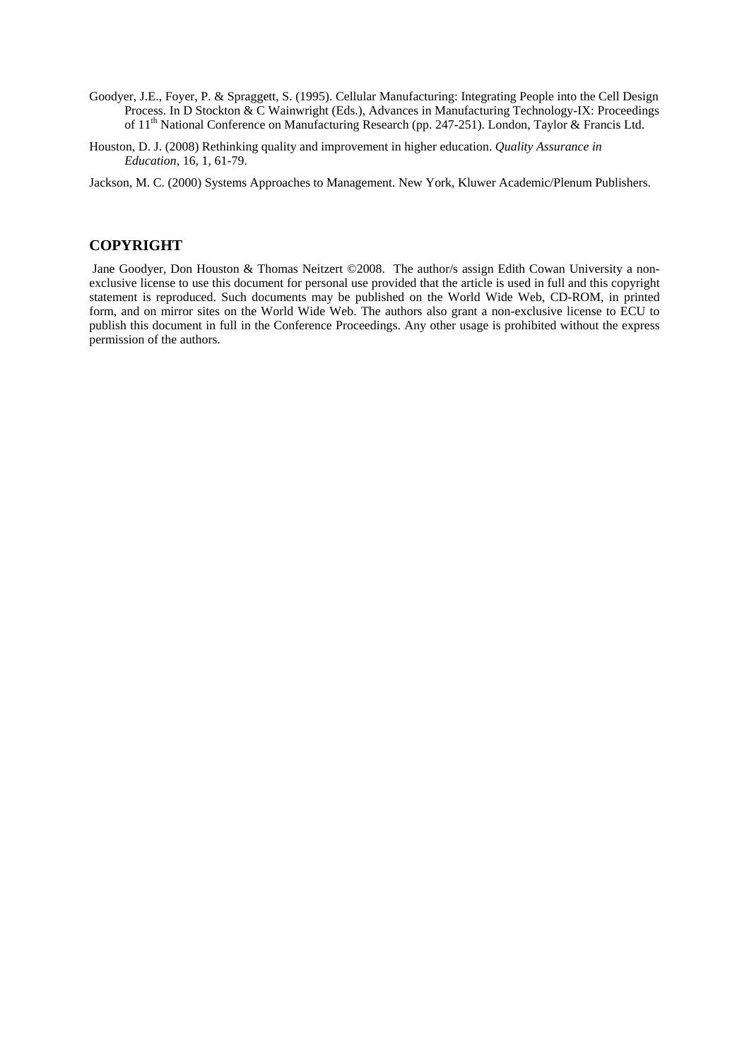Goodyer, J.E., Foyer, P. & Spraggett, S. (1995). Cellular Manufacturing: Integrating People into the Cell Design Process. In D Stockton & C Wainwright (Eds.), Advances in Manufacturing Technology-IX: Proceedings of 11th National Conference on Manufacturing Research (pp. 247-251). London, Taylor & Francis Ltd.

Houston, D. J. (2008) Rethinking quality and improvement in higher education. *Quality Assurance in Education*, 16, 1, 61-79.

Jackson, M. C. (2000) Systems Approaches to Management. New York, Kluwer Academic/Plenum Publishers.

## COPYRIGHT

Jane Goodyer, Don Houston & Thomas Neitzert ©2008. The author/s assign Edith Cowan University a non-exclusive license to use this document for personal use provided that the article is used in full and this copyright statement is reproduced. Such documents may be published on the World Wide Web, CD-ROM, in printed form, and on mirror sites on the World Wide Web. The authors also grant a non-exclusive license to ECU to publish this document in full in the Conference Proceedings. Any other usage is prohibited without the express permission of the authors.